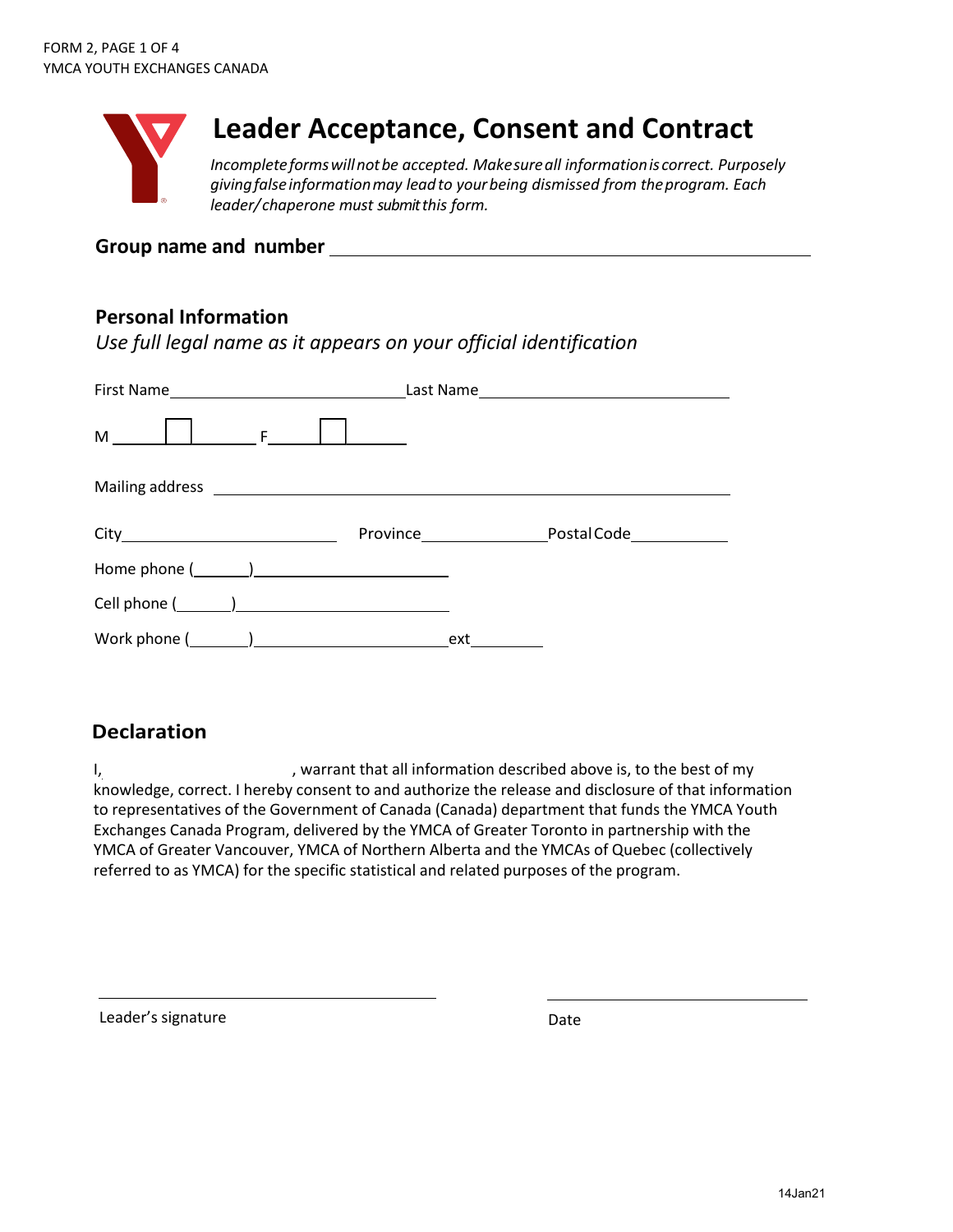# Leader Acceptance, Consent and Contract

*Incomplete forms will not be accepted. Make sure all information is correct. Purposely giving false information may lead to your being dismissed from the program. Each leader/chaperone must submit this form.*

**Group name and number** ______________________________________________

## Personal Information

*Use full legal name as it appears on your official identification*

First Name ______________________ Last Name ______________________

M ☐ F ☐

Mailing address ______________________________________________

City ____________________ Province ______________ Postal Code ___________

Home phone (_______) ____________________

Cell phone (_______) ____________________

Work phone (_______) ____________________ ext ________

## Declaration

I, ______________________, warrant that all information described above is, to the best of my knowledge, correct. I hereby consent to and authorize the release and disclosure of that information to representatives of the Government of Canada (Canada) department that funds the YMCA Youth Exchanges Canada Program, delivered by the YMCA of Greater Toronto in partnership with the YMCA of Greater Vancouver, YMCA of Northern Alberta and the YMCAs of Quebec (collectively referred to as YMCA) for the specific statistical and related purposes of the program.

______________________________ Leader's signature

______________________________ Date

14Jan21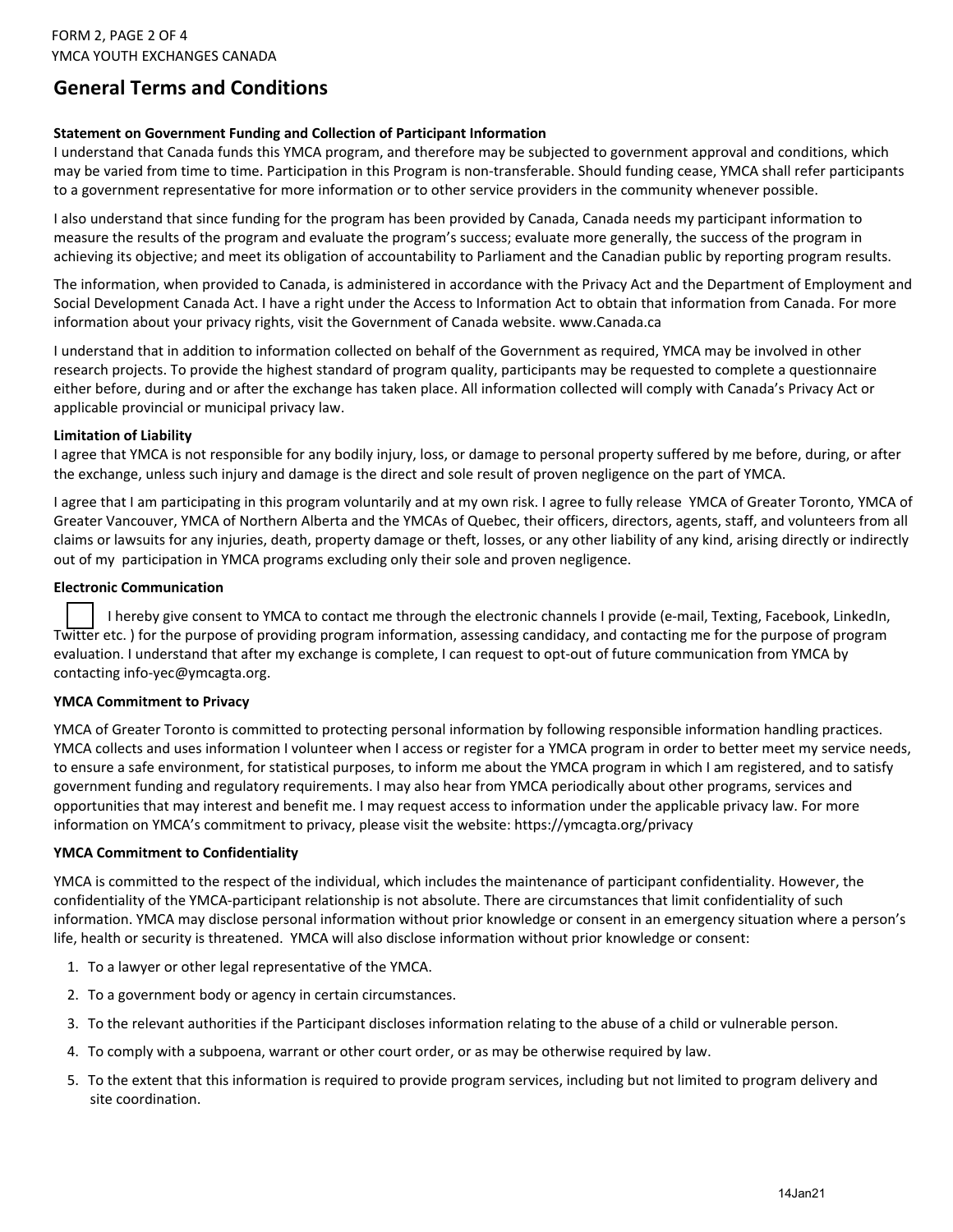# General Terms and Conditions

**Statement on Government Funding and Collection of Participant Information**

I understand that Canada funds this YMCA program, and therefore may be subjected to government approval and conditions, which may be varied from time to time. Participation in this Program is non-transferable. Should funding cease, YMCA shall refer participants to a government representative for more information or to other service providers in the community whenever possible.

I also understand that since funding for the program has been provided by Canada, Canada needs my participant information to measure the results of the program and evaluate the program's success; evaluate more generally, the success of the program in achieving its objective; and meet its obligation of accountability to Parliament and the Canadian public by reporting program results.

The information, when provided to Canada, is administered in accordance with the Privacy Act and the Department of Employment and Social Development Canada Act. I have a right under the Access to Information Act to obtain that information from Canada. For more information about your privacy rights, visit the Government of Canada website. www.Canada.ca

I understand that in addition to information collected on behalf of the Government as required, YMCA may be involved in other research projects. To provide the highest standard of program quality, participants may be requested to complete a questionnaire either before, during and or after the exchange has taken place. All information collected will comply with Canada's Privacy Act or applicable provincial or municipal privacy law.

**Limitation of Liability**

I agree that YMCA is not responsible for any bodily injury, loss, or damage to personal property suffered by me before, during, or after the exchange, unless such injury and damage is the direct and sole result of proven negligence on the part of YMCA.

I agree that I am participating in this program voluntarily and at my own risk. I agree to fully release YMCA of Greater Toronto, YMCA of Greater Vancouver, YMCA of Northern Alberta and the YMCAs of Quebec, their officers, directors, agents, staff, and volunteers from all claims or lawsuits for any injuries, death, property damage or theft, losses, or any other liability of any kind, arising directly or indirectly out of my participation in YMCA programs excluding only their sole and proven negligence.

**Electronic Communication**

☐ I hereby give consent to YMCA to contact me through the electronic channels I provide (e-mail, Texting, Facebook, LinkedIn, Twitter etc. ) for the purpose of providing program information, assessing candidacy, and contacting me for the purpose of program evaluation. I understand that after my exchange is complete, I can request to opt-out of future communication from YMCA by contacting info-yec@ymcagta.org.

**YMCA Commitment to Privacy**

YMCA of Greater Toronto is committed to protecting personal information by following responsible information handling practices. YMCA collects and uses information I volunteer when I access or register for a YMCA program in order to better meet my service needs, to ensure a safe environment, for statistical purposes, to inform me about the YMCA program in which I am registered, and to satisfy government funding and regulatory requirements. I may also hear from YMCA periodically about other programs, services and opportunities that may interest and benefit me. I may request access to information under the applicable privacy law. For more information on YMCA's commitment to privacy, please visit the website: https://ymcagta.org/privacy

**YMCA Commitment to Confidentiality**

YMCA is committed to the respect of the individual, which includes the maintenance of participant confidentiality. However, the confidentiality of the YMCA-participant relationship is not absolute. There are circumstances that limit confidentiality of such information. YMCA may disclose personal information without prior knowledge or consent in an emergency situation where a person's life, health or security is threatened. YMCA will also disclose information without prior knowledge or consent:

1. To a lawyer or other legal representative of the YMCA.
2. To a government body or agency in certain circumstances.
3. To the relevant authorities if the Participant discloses information relating to the abuse of a child or vulnerable person.
4. To comply with a subpoena, warrant or other court order, or as may be otherwise required by law.
5. To the extent that this information is required to provide program services, including but not limited to program delivery and site coordination.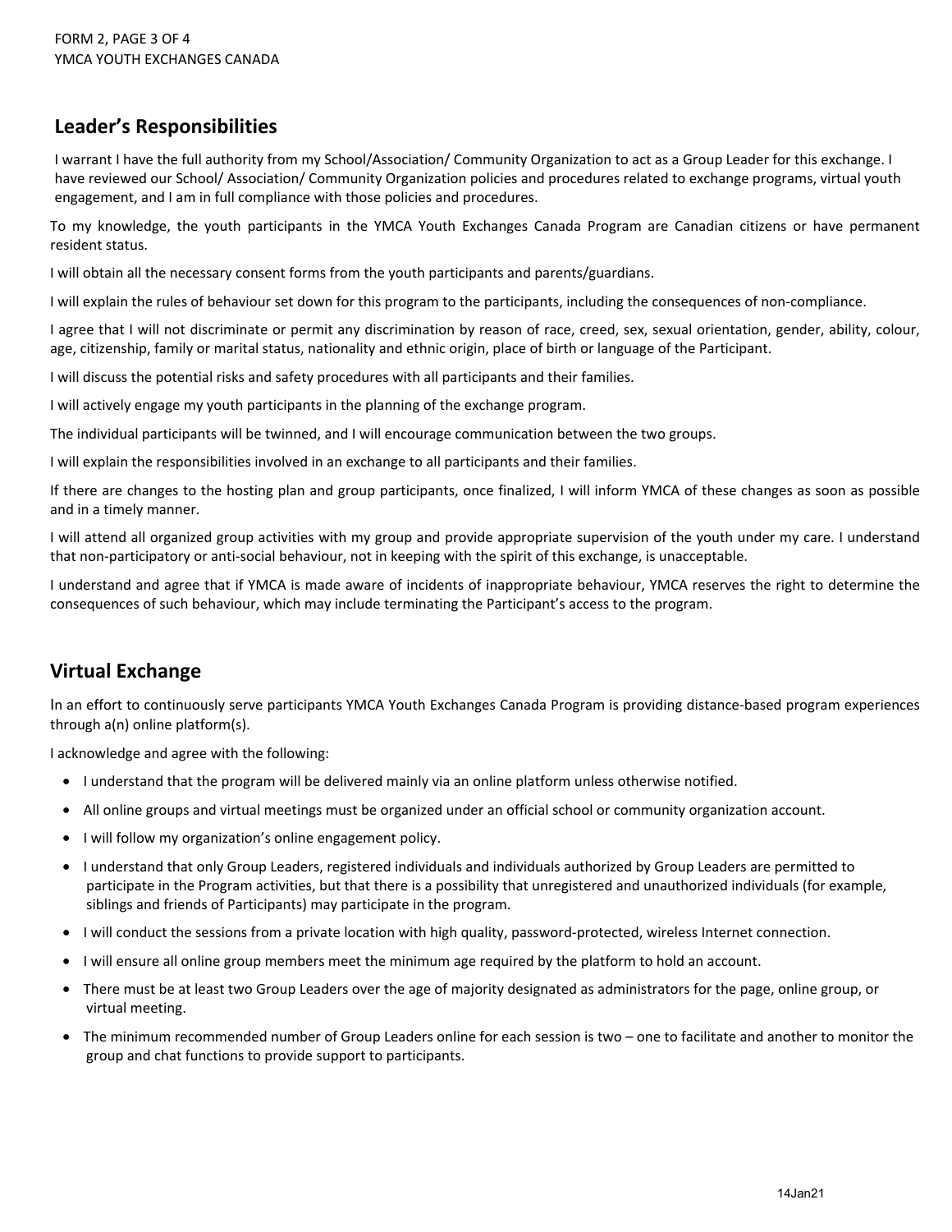## Leader's Responsibilities

I warrant I have the full authority from my School/Association/ Community Organization to act as a Group Leader for this exchange. I have reviewed our School/ Association/ Community Organization policies and procedures related to exchange programs, virtual youth engagement, and I am in full compliance with those policies and procedures.

To my knowledge, the youth participants in the YMCA Youth Exchanges Canada Program are Canadian citizens or have permanent resident status.

I will obtain all the necessary consent forms from the youth participants and parents/guardians.

I will explain the rules of behaviour set down for this program to the participants, including the consequences of non-compliance.

I agree that I will not discriminate or permit any discrimination by reason of race, creed, sex, sexual orientation, gender, ability, colour, age, citizenship, family or marital status, nationality and ethnic origin, place of birth or language of the Participant.

I will discuss the potential risks and safety procedures with all participants and their families.

I will actively engage my youth participants in the planning of the exchange program.

The individual participants will be twinned, and I will encourage communication between the two groups.

I will explain the responsibilities involved in an exchange to all participants and their families.

If there are changes to the hosting plan and group participants, once finalized, I will inform YMCA of these changes as soon as possible and in a timely manner.

I will attend all organized group activities with my group and provide appropriate supervision of the youth under my care. I understand that non-participatory or anti-social behaviour, not in keeping with the spirit of this exchange, is unacceptable.

I understand and agree that if YMCA is made aware of incidents of inappropriate behaviour, YMCA reserves the right to determine the consequences of such behaviour, which may include terminating the Participant's access to the program.

## Virtual Exchange

In an effort to continuously serve participants YMCA Youth Exchanges Canada Program is providing distance-based program experiences through a(n) online platform(s).

I acknowledge and agree with the following:

- I understand that the program will be delivered mainly via an online platform unless otherwise notified.
- All online groups and virtual meetings must be organized under an official school or community organization account.
- I will follow my organization's online engagement policy.
- I understand that only Group Leaders, registered individuals and individuals authorized by Group Leaders are permitted to participate in the Program activities, but that there is a possibility that unregistered and unauthorized individuals (for example, siblings and friends of Participants) may participate in the program.
- I will conduct the sessions from a private location with high quality, password-protected, wireless Internet connection.
- I will ensure all online group members meet the minimum age required by the platform to hold an account.
- There must be at least two Group Leaders over the age of majority designated as administrators for the page, online group, or virtual meeting.
- The minimum recommended number of Group Leaders online for each session is two – one to facilitate and another to monitor the group and chat functions to provide support to participants.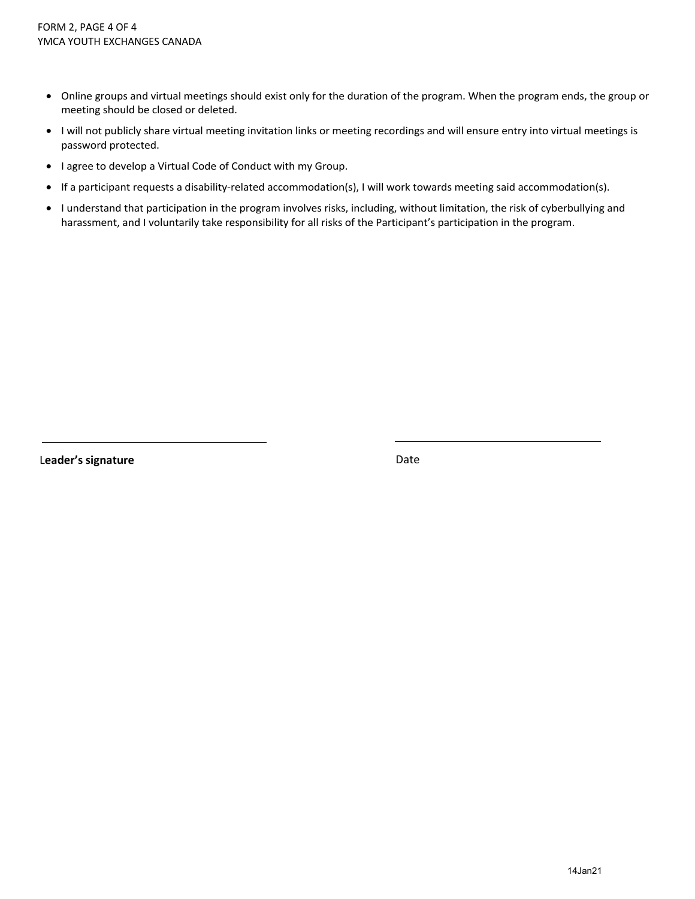- Online groups and virtual meetings should exist only for the duration of the program. When the program ends, the group or meeting should be closed or deleted.
- I will not publicly share virtual meeting invitation links or meeting recordings and will ensure entry into virtual meetings is password protected.
- I agree to develop a Virtual Code of Conduct with my Group.
- If a participant requests a disability-related accommodation(s), I will work towards meeting said accommodation(s).
- I understand that participation in the program involves risks, including, without limitation, the risk of cyberbullying and harassment, and I voluntarily take responsibility for all risks of the Participant's participation in the program.

\_\_\_\_\_\_\_\_\_\_\_\_\_\_\_\_\_\_\_\_\_\_\_\_\_\_\_\_\_\_\_\_ \_\_\_\_\_\_\_\_\_\_\_\_\_\_\_\_\_\_\_\_\_\_\_\_\_\_\_\_\_\_\_\_

**Leader's signature** Date

14Jan21